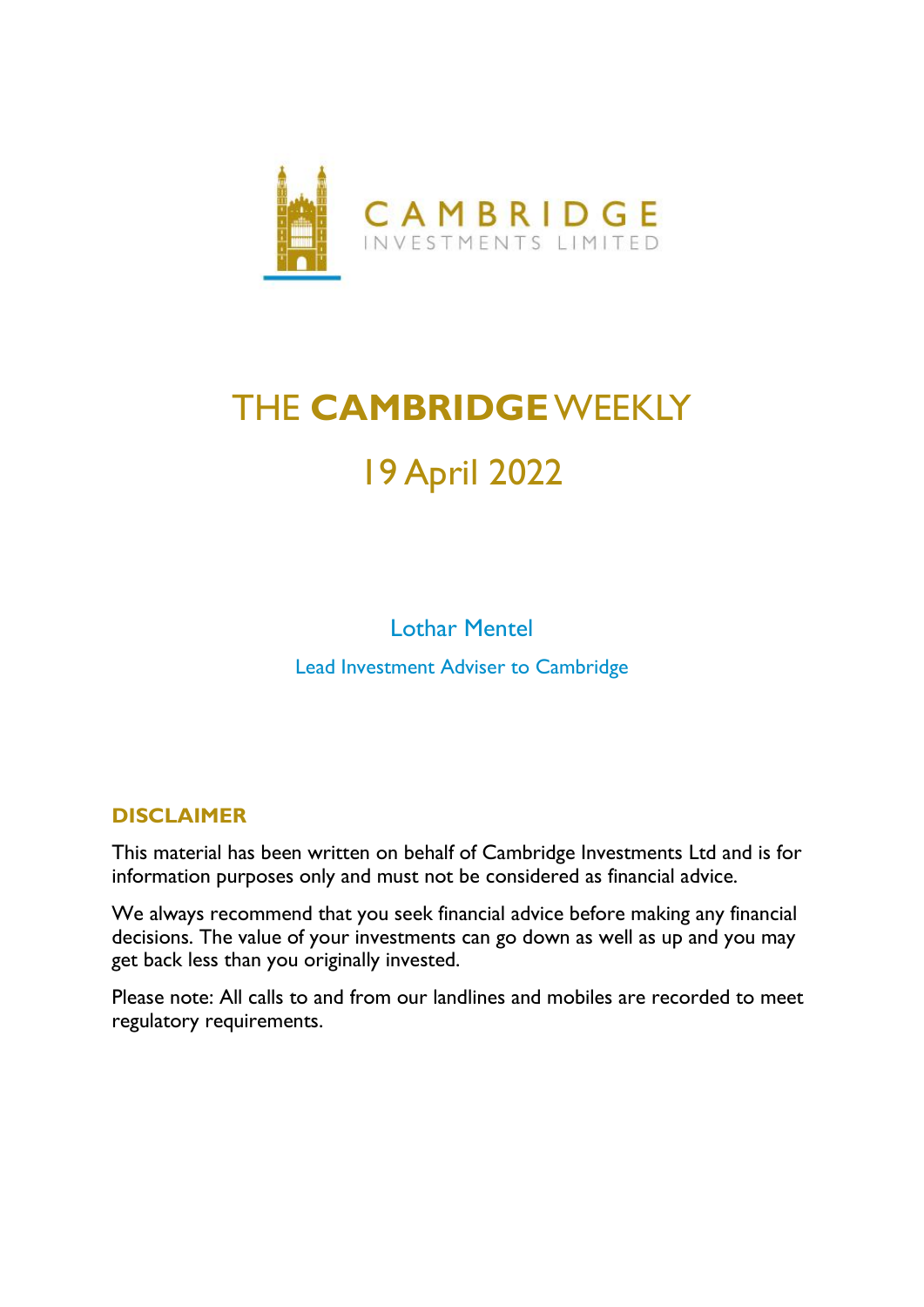CAMBRIDGE
INVESTMENTS LIMITED

# THE **CAMBRIDGE** WEEKLY

## 19 April 2022

Lothar Mentel

Lead Investment Adviser to Cambridge

### DISCLAIMER

This material has been written on behalf of Cambridge Investments Ltd and is for information purposes only and must not be considered as financial advice.

We always recommend that you seek financial advice before making any financial decisions. The value of your investments can go down as well as up and you may get back less than you originally invested.

Please note: All calls to and from our landlines and mobiles are recorded to meet regulatory requirements.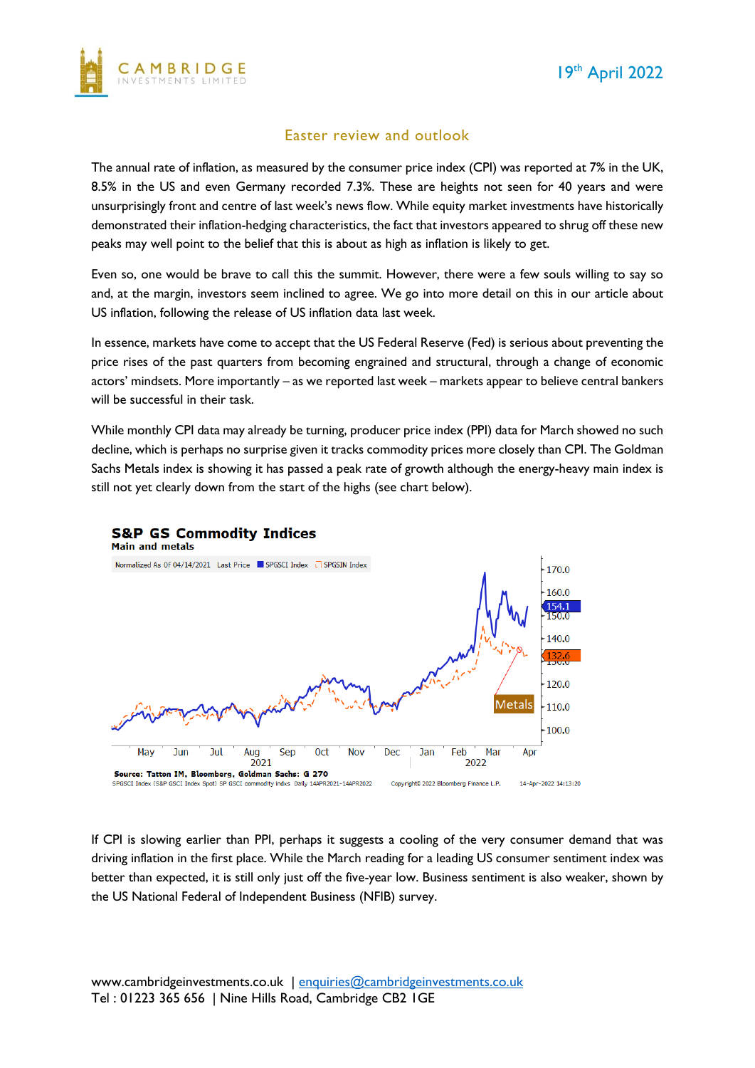19th April 2022

## Easter review and outlook

The annual rate of inflation, as measured by the consumer price index (CPI) was reported at 7% in the UK, 8.5% in the US and even Germany recorded 7.3%. These are heights not seen for 40 years and were unsurprisingly front and centre of last week's news flow. While equity market investments have historically demonstrated their inflation-hedging characteristics, the fact that investors appeared to shrug off these new peaks may well point to the belief that this is about as high as inflation is likely to get.

Even so, one would be brave to call this the summit. However, there were a few souls willing to say so and, at the margin, investors seem inclined to agree. We go into more detail on this in our article about US inflation, following the release of US inflation data last week.

In essence, markets have come to accept that the US Federal Reserve (Fed) is serious about preventing the price rises of the past quarters from becoming engrained and structural, through a change of economic actors' mindsets. More importantly – as we reported last week – markets appear to believe central bankers will be successful in their task.

While monthly CPI data may already be turning, producer price index (PPI) data for March showed no such decline, which is perhaps no surprise given it tracks commodity prices more closely than CPI. The Goldman Sachs Metals index is showing it has passed a peak rate of growth although the energy-heavy main index is still not yet clearly down from the start of the highs (see chart below).

**S&P GS Commodity Indices**
Main and metals

Normalized As Of 04/14/2021 Last Price SPGSCI Index SPGSIN Index

170.0
160.0
154.1
150.0
140.0
132.6
130.0
120.0
110.0
100.0

Metals

May Jun Jul Aug Sep Oct Nov Dec Jan Feb Mar Apr
2021 2022

Source: Tatton IM, Bloomberg, Goldman Sachs: G 270
SPGSCI Index (S&P GSCI Index Spot) SP GSCI commodity indxs Daily 14APR2021-14APR2022 Copyright© 2022 Bloomberg Finance L.P. 14-Apr-2022 14:13:20

If CPI is slowing earlier than PPI, perhaps it suggests a cooling of the very consumer demand that was driving inflation in the first place. While the March reading for a leading US consumer sentiment index was better than expected, it is still only just off the five-year low. Business sentiment is also weaker, shown by the US National Federal of Independent Business (NFIB) survey.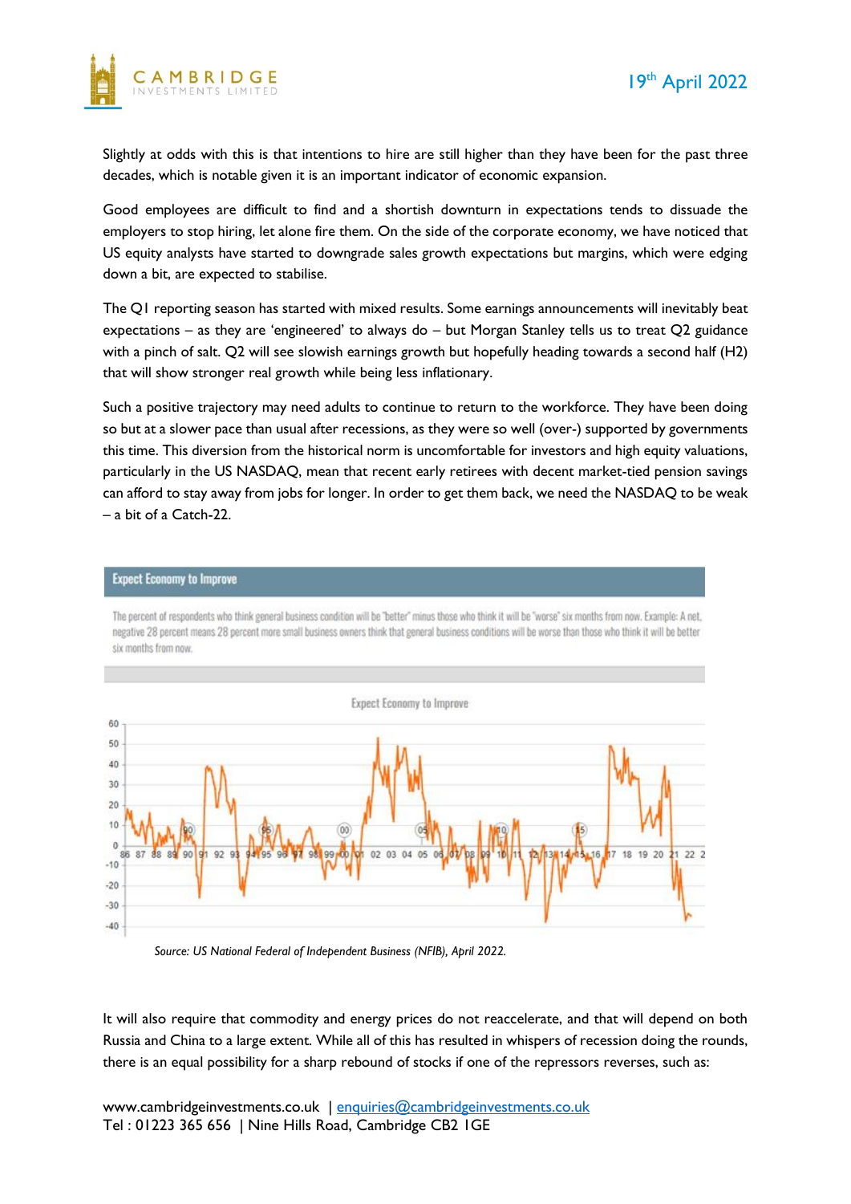Slightly at odds with this is that intentions to hire are still higher than they have been for the past three decades, which is notable given it is an important indicator of economic expansion.

Good employees are difficult to find and a shortish downturn in expectations tends to dissuade the employers to stop hiring, let alone fire them. On the side of the corporate economy, we have noticed that US equity analysts have started to downgrade sales growth expectations but margins, which were edging down a bit, are expected to stabilise.

The Q1 reporting season has started with mixed results. Some earnings announcements will inevitably beat expectations – as they are 'engineered' to always do – but Morgan Stanley tells us to treat Q2 guidance with a pinch of salt. Q2 will see slowish earnings growth but hopefully heading towards a second half (H2) that will show stronger real growth while being less inflationary.

Such a positive trajectory may need adults to continue to return to the workforce. They have been doing so but at a slower pace than usual after recessions, as they were so well (over-) supported by governments this time. This diversion from the historical norm is uncomfortable for investors and high equity valuations, particularly in the US NASDAQ, mean that recent early retirees with decent market-tied pension savings can afford to stay away from jobs for longer. In order to get them back, we need the NASDAQ to be weak – a bit of a Catch-22.

**Expect Economy to Improve**

The percent of respondents who think general business condition will be "better" minus those who think it will be "worse" six months from now. Example: A net, negative 28 percent means 28 percent more small business owners think that general business conditions will be worse than those who think it will be better six months from now.

Expect Economy to Improve

60
50
40
30
20
10
0
-10
-20
-30
-40

86 87 88 89 90 91 92 93 94 95 96 97 98 99 00 01 02 03 04 05 06 07 08 09 10 11 12 13 14 15 16 17 18 19 20 21 22

90 95 00 05 10 15

*Source: US National Federal of Independent Business (NFIB), April 2022.*

It will also require that commodity and energy prices do not reaccelerate, and that will depend on both Russia and China to a large extent. While all of this has resulted in whispers of recession doing the rounds, there is an equal possibility for a sharp rebound of stocks if one of the repressors reverses, such as: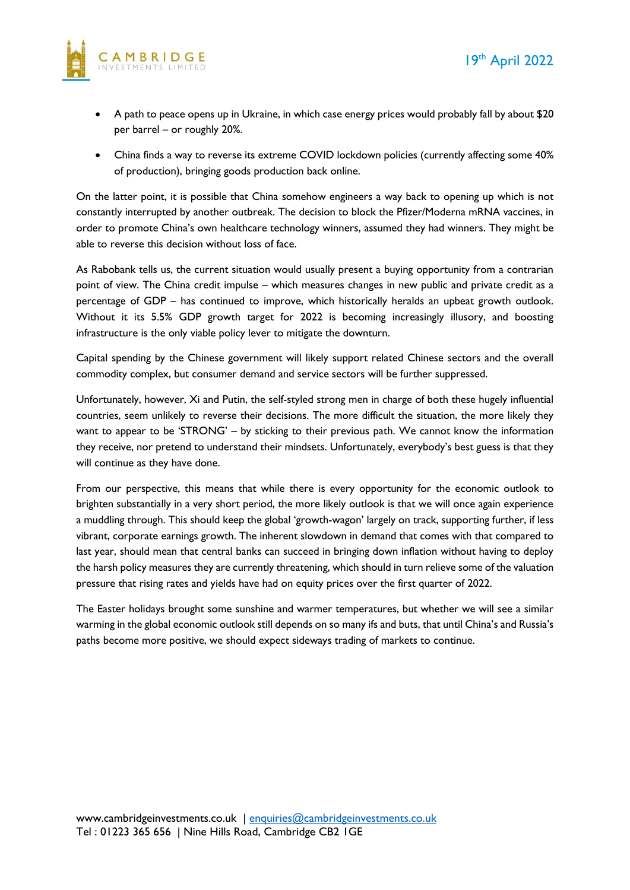- A path to peace opens up in Ukraine, in which case energy prices would probably fall by about $20 per barrel – or roughly 20%.
- China finds a way to reverse its extreme COVID lockdown policies (currently affecting some 40% of production), bringing goods production back online.

On the latter point, it is possible that China somehow engineers a way back to opening up which is not constantly interrupted by another outbreak. The decision to block the Pfizer/Moderna mRNA vaccines, in order to promote China's own healthcare technology winners, assumed they had winners. They might be able to reverse this decision without loss of face.

As Rabobank tells us, the current situation would usually present a buying opportunity from a contrarian point of view. The China credit impulse – which measures changes in new public and private credit as a percentage of GDP – has continued to improve, which historically heralds an upbeat growth outlook. Without it its 5.5% GDP growth target for 2022 is becoming increasingly illusory, and boosting infrastructure is the only viable policy lever to mitigate the downturn.

Capital spending by the Chinese government will likely support related Chinese sectors and the overall commodity complex, but consumer demand and service sectors will be further suppressed.

Unfortunately, however, Xi and Putin, the self-styled strong men in charge of both these hugely influential countries, seem unlikely to reverse their decisions. The more difficult the situation, the more likely they want to appear to be 'STRONG' – by sticking to their previous path. We cannot know the information they receive, nor pretend to understand their mindsets. Unfortunately, everybody's best guess is that they will continue as they have done.

From our perspective, this means that while there is every opportunity for the economic outlook to brighten substantially in a very short period, the more likely outlook is that we will once again experience a muddling through. This should keep the global 'growth-wagon' largely on track, supporting further, if less vibrant, corporate earnings growth. The inherent slowdown in demand that comes with that compared to last year, should mean that central banks can succeed in bringing down inflation without having to deploy the harsh policy measures they are currently threatening, which should in turn relieve some of the valuation pressure that rising rates and yields have had on equity prices over the first quarter of 2022.

The Easter holidays brought some sunshine and warmer temperatures, but whether we will see a similar warming in the global economic outlook still depends on so many ifs and buts, that until China's and Russia's paths become more positive, we should expect sideways trading of markets to continue.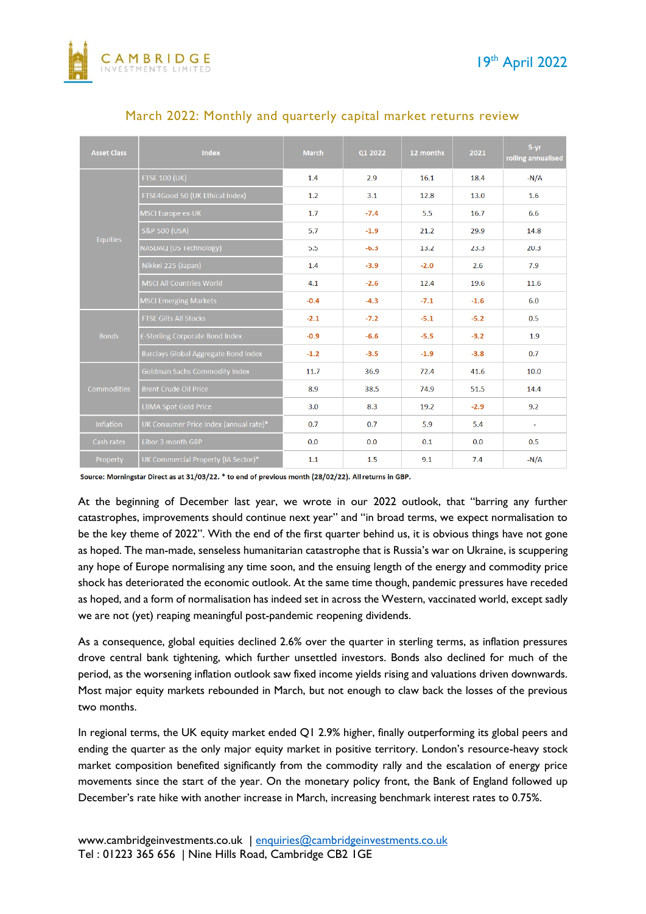19th April 2022

## March 2022: Monthly and quarterly capital market returns review

| Asset Class | Index | March | Q1 2022 | 12 months | 2021 | 5-yr rolling annualised |
|---|---|---|---|---|---|---|
| Equities | FTSE 100 (UK) | 1.4 | 2.9 | 16.1 | 18.4 | -N/A |
| | FTSE4Good 50 (UK Ethical Index) | 1.2 | 3.1 | 12.8 | 13.0 | 1.6 |
| | MSCI Europe ex-UK | 1.7 | -7.4 | 5.5 | 16.7 | 6.6 |
| | S&P 500 (USA) | 5.7 | -1.9 | 21.2 | 29.9 | 14.8 |
| | NASDAQ (US Technology) | 5.5 | -6.3 | 13.2 | 23.3 | 20.3 |
| | Nikkei 225 (Japan) | 1.4 | -3.9 | -2.0 | 2.6 | 7.9 |
| | MSCI All Countries World | 4.1 | -2.6 | 12.4 | 19.6 | 11.6 |
| | MSCI Emerging Markets | -0.4 | -4.3 | -7.1 | -1.6 | 6.0 |
| Bonds | FTSE Gilts All Stocks | -2.1 | -7.2 | -5.1 | -5.2 | 0.5 |
| | £-Sterling Corporate Bond Index | -0.9 | -6.6 | -5.5 | -3.2 | 1.9 |
| | Barclays Global Aggregate Bond Index | -1.2 | -3.5 | -1.9 | -3.8 | 0.7 |
| Commodities | Goldman Sachs Commodity Index | 11.7 | 36.9 | 72.4 | 41.6 | 10.0 |
| | Brent Crude Oil Price | 8.9 | 38.5 | 74.9 | 51.5 | 14.4 |
| | LBMA Spot Gold Price | 3.0 | 8.3 | 19.2 | -2.9 | 9.2 |
| Inflation | UK Consumer Price Index (annual rate)* | 0.7 | 0.7 | 5.9 | 5.4 | - |
| Cash rates | Libor 3 month GBP | 0.0 | 0.0 | 0.1 | 0.0 | 0.5 |
| Property | UK Commercial Property (IA Sector)* | 1.1 | 1.5 | 9.1 | 7.4 | -N/A |

**Source: Morningstar Direct as at 31/03/22. * to end of previous month (28/02/22). All returns in GBP.**

At the beginning of December last year, we wrote in our 2022 outlook, that "barring any further catastrophes, improvements should continue next year" and "in broad terms, we expect normalisation to be the key theme of 2022". With the end of the first quarter behind us, it is obvious things have not gone as hoped. The man-made, senseless humanitarian catastrophe that is Russia's war on Ukraine, is scuppering any hope of Europe normalising any time soon, and the ensuing length of the energy and commodity price shock has deteriorated the economic outlook. At the same time though, pandemic pressures have receded as hoped, and a form of normalisation has indeed set in across the Western, vaccinated world, except sadly we are not (yet) reaping meaningful post-pandemic reopening dividends.

As a consequence, global equities declined 2.6% over the quarter in sterling terms, as inflation pressures drove central bank tightening, which further unsettled investors. Bonds also declined for much of the period, as the worsening inflation outlook saw fixed income yields rising and valuations driven downwards. Most major equity markets rebounded in March, but not enough to claw back the losses of the previous two months.

In regional terms, the UK equity market ended Q1 2.9% higher, finally outperforming its global peers and ending the quarter as the only major equity market in positive territory. London's resource-heavy stock market composition benefited significantly from the commodity rally and the escalation of energy price movements since the start of the year. On the monetary policy front, the Bank of England followed up December's rate hike with another increase in March, increasing benchmark interest rates to 0.75%.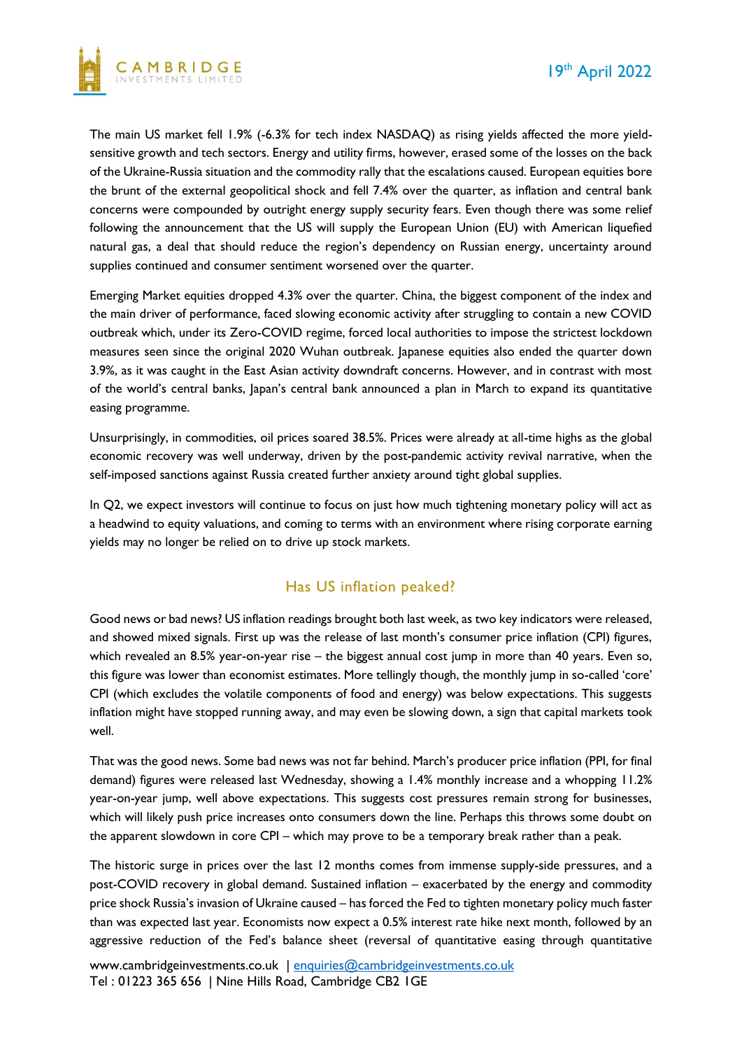The main US market fell 1.9% (-6.3% for tech index NASDAQ) as rising yields affected the more yield-sensitive growth and tech sectors. Energy and utility firms, however, erased some of the losses on the back of the Ukraine-Russia situation and the commodity rally that the escalations caused. European equities bore the brunt of the external geopolitical shock and fell 7.4% over the quarter, as inflation and central bank concerns were compounded by outright energy supply security fears. Even though there was some relief following the announcement that the US will supply the European Union (EU) with American liquefied natural gas, a deal that should reduce the region's dependency on Russian energy, uncertainty around supplies continued and consumer sentiment worsened over the quarter.

Emerging Market equities dropped 4.3% over the quarter. China, the biggest component of the index and the main driver of performance, faced slowing economic activity after struggling to contain a new COVID outbreak which, under its Zero-COVID regime, forced local authorities to impose the strictest lockdown measures seen since the original 2020 Wuhan outbreak. Japanese equities also ended the quarter down 3.9%, as it was caught in the East Asian activity downdraft concerns. However, and in contrast with most of the world's central banks, Japan's central bank announced a plan in March to expand its quantitative easing programme.

Unsurprisingly, in commodities, oil prices soared 38.5%. Prices were already at all-time highs as the global economic recovery was well underway, driven by the post-pandemic activity revival narrative, when the self-imposed sanctions against Russia created further anxiety around tight global supplies.

In Q2, we expect investors will continue to focus on just how much tightening monetary policy will act as a headwind to equity valuations, and coming to terms with an environment where rising corporate earning yields may no longer be relied on to drive up stock markets.

## Has US inflation peaked?

Good news or bad news? US inflation readings brought both last week, as two key indicators were released, and showed mixed signals. First up was the release of last month's consumer price inflation (CPI) figures, which revealed an 8.5% year-on-year rise – the biggest annual cost jump in more than 40 years. Even so, this figure was lower than economist estimates. More tellingly though, the monthly jump in so-called 'core' CPI (which excludes the volatile components of food and energy) was below expectations. This suggests inflation might have stopped running away, and may even be slowing down, a sign that capital markets took well.

That was the good news. Some bad news was not far behind. March's producer price inflation (PPI, for final demand) figures were released last Wednesday, showing a 1.4% monthly increase and a whopping 11.2% year-on-year jump, well above expectations. This suggests cost pressures remain strong for businesses, which will likely push price increases onto consumers down the line. Perhaps this throws some doubt on the apparent slowdown in core CPI – which may prove to be a temporary break rather than a peak.

The historic surge in prices over the last 12 months comes from immense supply-side pressures, and a post-COVID recovery in global demand. Sustained inflation – exacerbated by the energy and commodity price shock Russia's invasion of Ukraine caused – has forced the Fed to tighten monetary policy much faster than was expected last year. Economists now expect a 0.5% interest rate hike next month, followed by an aggressive reduction of the Fed's balance sheet (reversal of quantitative easing through quantitative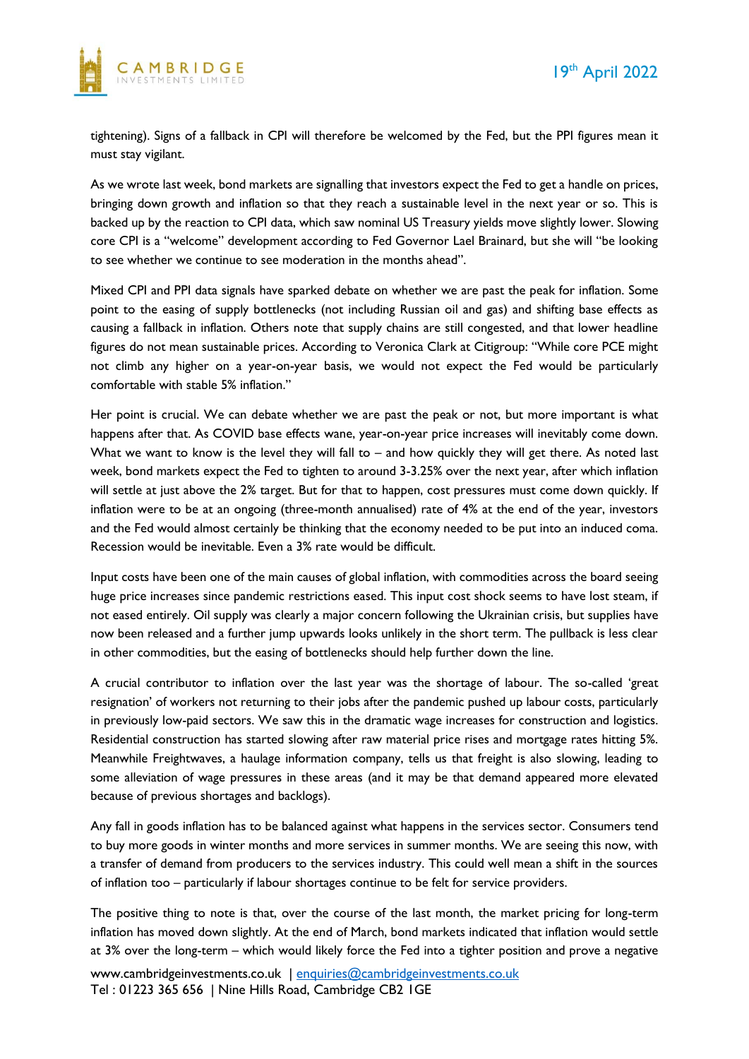tightening). Signs of a fallback in CPI will therefore be welcomed by the Fed, but the PPI figures mean it must stay vigilant.

As we wrote last week, bond markets are signalling that investors expect the Fed to get a handle on prices, bringing down growth and inflation so that they reach a sustainable level in the next year or so. This is backed up by the reaction to CPI data, which saw nominal US Treasury yields move slightly lower. Slowing core CPI is a "welcome" development according to Fed Governor Lael Brainard, but she will "be looking to see whether we continue to see moderation in the months ahead".

Mixed CPI and PPI data signals have sparked debate on whether we are past the peak for inflation. Some point to the easing of supply bottlenecks (not including Russian oil and gas) and shifting base effects as causing a fallback in inflation. Others note that supply chains are still congested, and that lower headline figures do not mean sustainable prices. According to Veronica Clark at Citigroup: "While core PCE might not climb any higher on a year-on-year basis, we would not expect the Fed would be particularly comfortable with stable 5% inflation."

Her point is crucial. We can debate whether we are past the peak or not, but more important is what happens after that. As COVID base effects wane, year-on-year price increases will inevitably come down. What we want to know is the level they will fall to – and how quickly they will get there. As noted last week, bond markets expect the Fed to tighten to around 3-3.25% over the next year, after which inflation will settle at just above the 2% target. But for that to happen, cost pressures must come down quickly. If inflation were to be at an ongoing (three-month annualised) rate of 4% at the end of the year, investors and the Fed would almost certainly be thinking that the economy needed to be put into an induced coma. Recession would be inevitable. Even a 3% rate would be difficult.

Input costs have been one of the main causes of global inflation, with commodities across the board seeing huge price increases since pandemic restrictions eased. This input cost shock seems to have lost steam, if not eased entirely. Oil supply was clearly a major concern following the Ukrainian crisis, but supplies have now been released and a further jump upwards looks unlikely in the short term. The pullback is less clear in other commodities, but the easing of bottlenecks should help further down the line.

A crucial contributor to inflation over the last year was the shortage of labour. The so-called 'great resignation' of workers not returning to their jobs after the pandemic pushed up labour costs, particularly in previously low-paid sectors. We saw this in the dramatic wage increases for construction and logistics. Residential construction has started slowing after raw material price rises and mortgage rates hitting 5%. Meanwhile Freightwaves, a haulage information company, tells us that freight is also slowing, leading to some alleviation of wage pressures in these areas (and it may be that demand appeared more elevated because of previous shortages and backlogs).

Any fall in goods inflation has to be balanced against what happens in the services sector. Consumers tend to buy more goods in winter months and more services in summer months. We are seeing this now, with a transfer of demand from producers to the services industry. This could well mean a shift in the sources of inflation too – particularly if labour shortages continue to be felt for service providers.

The positive thing to note is that, over the course of the last month, the market pricing for long-term inflation has moved down slightly. At the end of March, bond markets indicated that inflation would settle at 3% over the long-term – which would likely force the Fed into a tighter position and prove a negative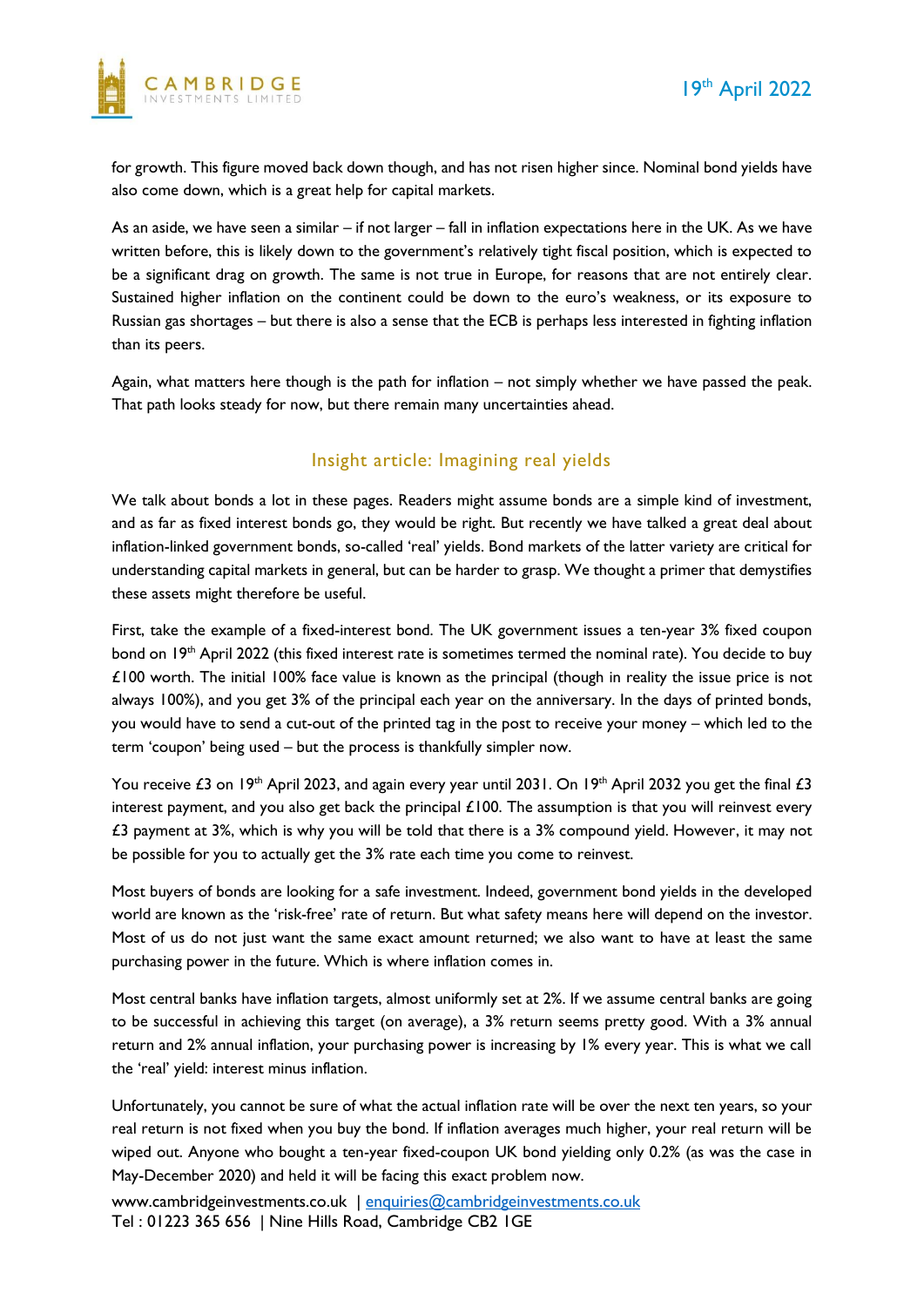for growth. This figure moved back down though, and has not risen higher since. Nominal bond yields have also come down, which is a great help for capital markets.

As an aside, we have seen a similar – if not larger – fall in inflation expectations here in the UK. As we have written before, this is likely down to the government's relatively tight fiscal position, which is expected to be a significant drag on growth. The same is not true in Europe, for reasons that are not entirely clear. Sustained higher inflation on the continent could be down to the euro's weakness, or its exposure to Russian gas shortages – but there is also a sense that the ECB is perhaps less interested in fighting inflation than its peers.

Again, what matters here though is the path for inflation – not simply whether we have passed the peak. That path looks steady for now, but there remain many uncertainties ahead.

## Insight article: Imagining real yields

We talk about bonds a lot in these pages. Readers might assume bonds are a simple kind of investment, and as far as fixed interest bonds go, they would be right. But recently we have talked a great deal about inflation-linked government bonds, so-called 'real' yields. Bond markets of the latter variety are critical for understanding capital markets in general, but can be harder to grasp. We thought a primer that demystifies these assets might therefore be useful.

First, take the example of a fixed-interest bond. The UK government issues a ten-year 3% fixed coupon bond on 19th April 2022 (this fixed interest rate is sometimes termed the nominal rate). You decide to buy £100 worth. The initial 100% face value is known as the principal (though in reality the issue price is not always 100%), and you get 3% of the principal each year on the anniversary. In the days of printed bonds, you would have to send a cut-out of the printed tag in the post to receive your money – which led to the term 'coupon' being used – but the process is thankfully simpler now.

You receive £3 on 19th April 2023, and again every year until 2031. On 19th April 2032 you get the final £3 interest payment, and you also get back the principal £100. The assumption is that you will reinvest every £3 payment at 3%, which is why you will be told that there is a 3% compound yield. However, it may not be possible for you to actually get the 3% rate each time you come to reinvest.

Most buyers of bonds are looking for a safe investment. Indeed, government bond yields in the developed world are known as the 'risk-free' rate of return. But what safety means here will depend on the investor. Most of us do not just want the same exact amount returned; we also want to have at least the same purchasing power in the future. Which is where inflation comes in.

Most central banks have inflation targets, almost uniformly set at 2%. If we assume central banks are going to be successful in achieving this target (on average), a 3% return seems pretty good. With a 3% annual return and 2% annual inflation, your purchasing power is increasing by 1% every year. This is what we call the 'real' yield: interest minus inflation.

Unfortunately, you cannot be sure of what the actual inflation rate will be over the next ten years, so your real return is not fixed when you buy the bond. If inflation averages much higher, your real return will be wiped out. Anyone who bought a ten-year fixed-coupon UK bond yielding only 0.2% (as was the case in May-December 2020) and held it will be facing this exact problem now.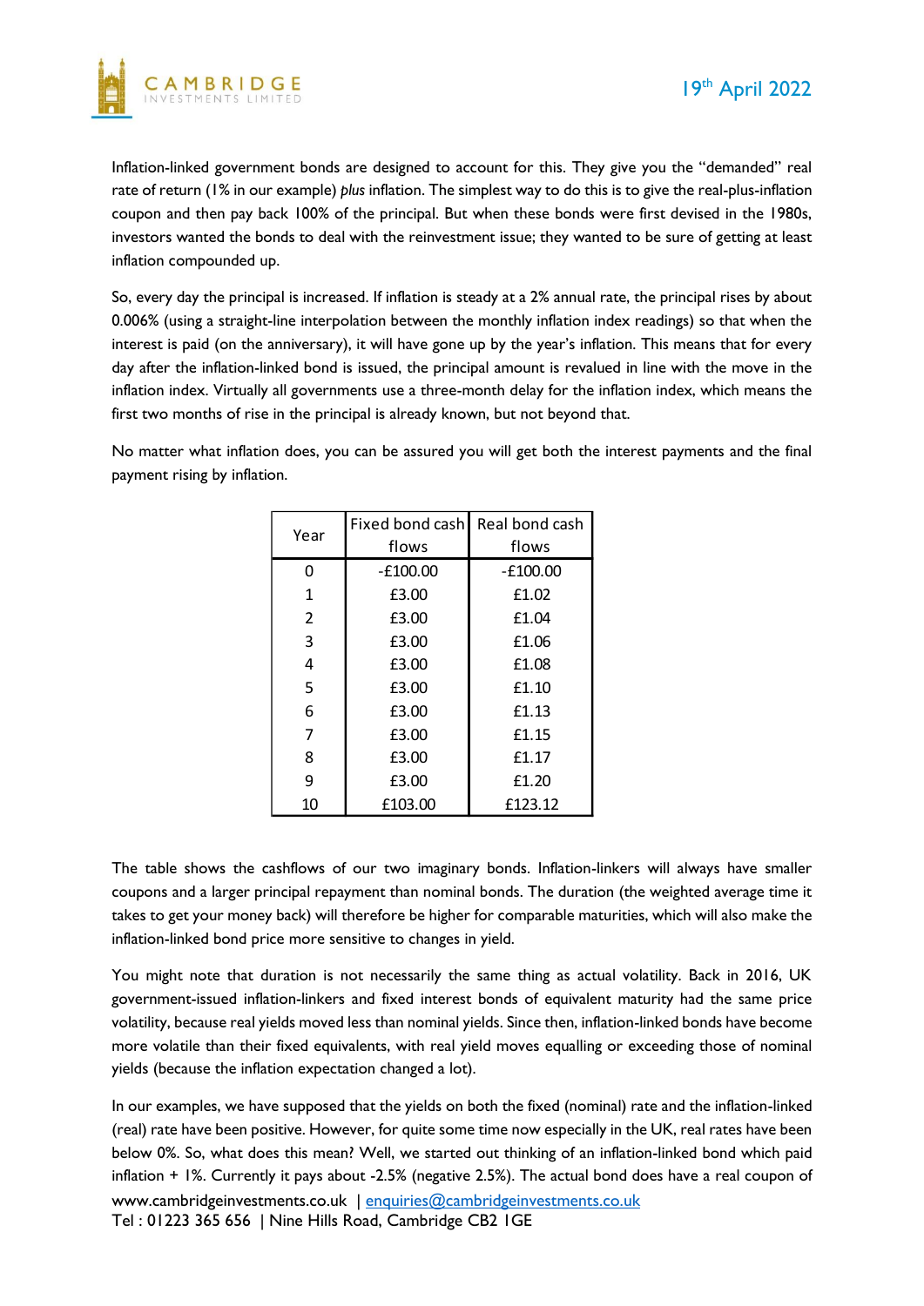Inflation-linked government bonds are designed to account for this. They give you the "demanded" real rate of return (1% in our example) *plus* inflation. The simplest way to do this is to give the real-plus-inflation coupon and then pay back 100% of the principal. But when these bonds were first devised in the 1980s, investors wanted the bonds to deal with the reinvestment issue; they wanted to be sure of getting at least inflation compounded up.

So, every day the principal is increased. If inflation is steady at a 2% annual rate, the principal rises by about 0.006% (using a straight-line interpolation between the monthly inflation index readings) so that when the interest is paid (on the anniversary), it will have gone up by the year's inflation. This means that for every day after the inflation-linked bond is issued, the principal amount is revalued in line with the move in the inflation index. Virtually all governments use a three-month delay for the inflation index, which means the first two months of rise in the principal is already known, but not beyond that.

No matter what inflation does, you can be assured you will get both the interest payments and the final payment rising by inflation.

| Year | Fixed bond cash flows | Real bond cash flows |
|---|---|---|
| 0 | -£100.00 | -£100.00 |
| 1 | £3.00 | £1.02 |
| 2 | £3.00 | £1.04 |
| 3 | £3.00 | £1.06 |
| 4 | £3.00 | £1.08 |
| 5 | £3.00 | £1.10 |
| 6 | £3.00 | £1.13 |
| 7 | £3.00 | £1.15 |
| 8 | £3.00 | £1.17 |
| 9 | £3.00 | £1.20 |
| 10 | £103.00 | £123.12 |

The table shows the cashflows of our two imaginary bonds. Inflation-linkers will always have smaller coupons and a larger principal repayment than nominal bonds. The duration (the weighted average time it takes to get your money back) will therefore be higher for comparable maturities, which will also make the inflation-linked bond price more sensitive to changes in yield.

You might note that duration is not necessarily the same thing as actual volatility. Back in 2016, UK government-issued inflation-linkers and fixed interest bonds of equivalent maturity had the same price volatility, because real yields moved less than nominal yields. Since then, inflation-linked bonds have become more volatile than their fixed equivalents, with real yield moves equalling or exceeding those of nominal yields (because the inflation expectation changed a lot).

In our examples, we have supposed that the yields on both the fixed (nominal) rate and the inflation-linked (real) rate have been positive. However, for quite some time now especially in the UK, real rates have been below 0%. So, what does this mean? Well, we started out thinking of an inflation-linked bond which paid inflation + 1%. Currently it pays about -2.5% (negative 2.5%). The actual bond does have a real coupon of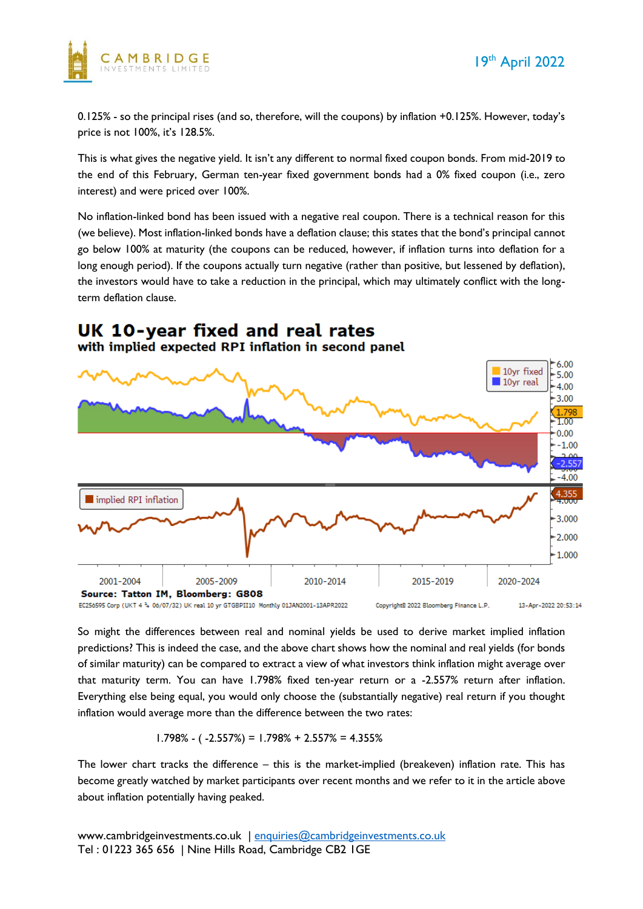0.125% - so the principal rises (and so, therefore, will the coupons) by inflation +0.125%. However, today's price is not 100%, it's 128.5%.

This is what gives the negative yield. It isn't any different to normal fixed coupon bonds. From mid-2019 to the end of this February, German ten-year fixed government bonds had a 0% fixed coupon (i.e., zero interest) and were priced over 100%.

No inflation-linked bond has been issued with a negative real coupon. There is a technical reason for this (we believe). Most inflation-linked bonds have a deflation clause; this states that the bond's principal cannot go below 100% at maturity (the coupons can be reduced, however, if inflation turns into deflation for a long enough period). If the coupons actually turn negative (rather than positive, but lessened by deflation), the investors would have to take a reduction in the principal, which may ultimately conflict with the long-term deflation clause.

## UK 10-year fixed and real rates

**with implied expected RPI inflation in second panel**

10yr fixed
10yr real
6.00
5.00
4.00
3.00
1.798
1.00
0.00
-1.00
-2.557
-4.00

implied RPI inflation
4.355
3.000
2.000
1.000

2001-2004
2005-2009
2010-2014
2015-2019
2020-2024

**Source: Tatton IM, Bloomberg: G808**

EC256595 Corp (UKT 4 ¾ 06/07/32) UK real 10 yr GTGBPII10 Monthly 01JAN2001-13APR2022 Copyright© 2022 Bloomberg Finance L.P. 13-Apr-2022 20:53:14

So might the differences between real and nominal yields be used to derive market implied inflation predictions? This is indeed the case, and the above chart shows how the nominal and real yields (for bonds of similar maturity) can be compared to extract a view of what investors think inflation might average over that maturity term. You can have 1.798% fixed ten-year return or a -2.557% return after inflation. Everything else being equal, you would only choose the (substantially negative) real return if you thought inflation would average more than the difference between the two rates:

$$1.798\% - (-2.557\%) = 1.798\% + 2.557\% = 4.355\%$$

The lower chart tracks the difference – this is the market-implied (breakeven) inflation rate. This has become greatly watched by market participants over recent months and we refer to it in the article above about inflation potentially having peaked.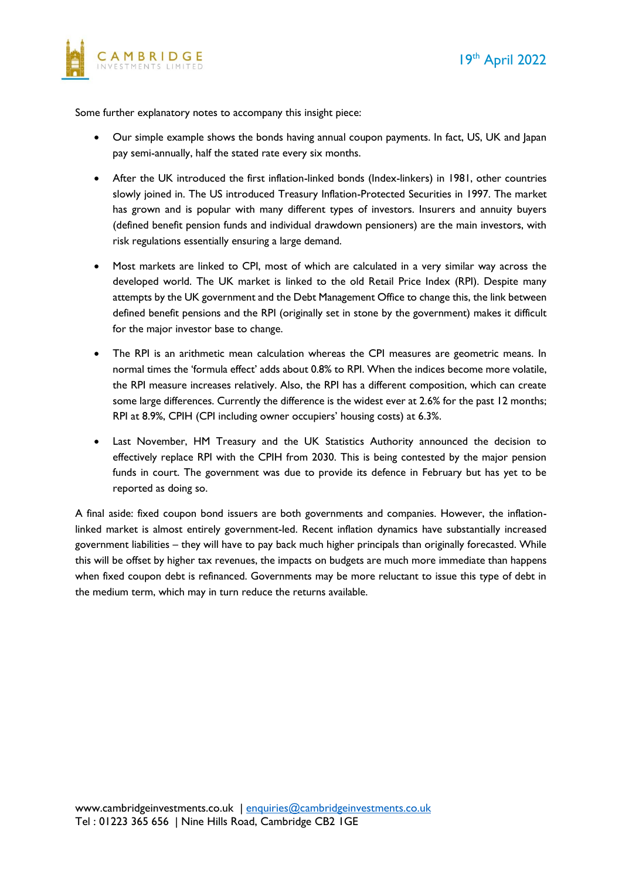Some further explanatory notes to accompany this insight piece:

- Our simple example shows the bonds having annual coupon payments. In fact, US, UK and Japan pay semi-annually, half the stated rate every six months.
- After the UK introduced the first inflation-linked bonds (Index-linkers) in 1981, other countries slowly joined in. The US introduced Treasury Inflation-Protected Securities in 1997. The market has grown and is popular with many different types of investors. Insurers and annuity buyers (defined benefit pension funds and individual drawdown pensioners) are the main investors, with risk regulations essentially ensuring a large demand.
- Most markets are linked to CPI, most of which are calculated in a very similar way across the developed world. The UK market is linked to the old Retail Price Index (RPI). Despite many attempts by the UK government and the Debt Management Office to change this, the link between defined benefit pensions and the RPI (originally set in stone by the government) makes it difficult for the major investor base to change.
- The RPI is an arithmetic mean calculation whereas the CPI measures are geometric means. In normal times the 'formula effect' adds about 0.8% to RPI. When the indices become more volatile, the RPI measure increases relatively. Also, the RPI has a different composition, which can create some large differences. Currently the difference is the widest ever at 2.6% for the past 12 months; RPI at 8.9%, CPIH (CPI including owner occupiers' housing costs) at 6.3%.
- Last November, HM Treasury and the UK Statistics Authority announced the decision to effectively replace RPI with the CPIH from 2030. This is being contested by the major pension funds in court. The government was due to provide its defence in February but has yet to be reported as doing so.

A final aside: fixed coupon bond issuers are both governments and companies. However, the inflation-linked market is almost entirely government-led. Recent inflation dynamics have substantially increased government liabilities – they will have to pay back much higher principals than originally forecasted. While this will be offset by higher tax revenues, the impacts on budgets are much more immediate than happens when fixed coupon debt is refinanced. Governments may be more reluctant to issue this type of debt in the medium term, which may in turn reduce the returns available.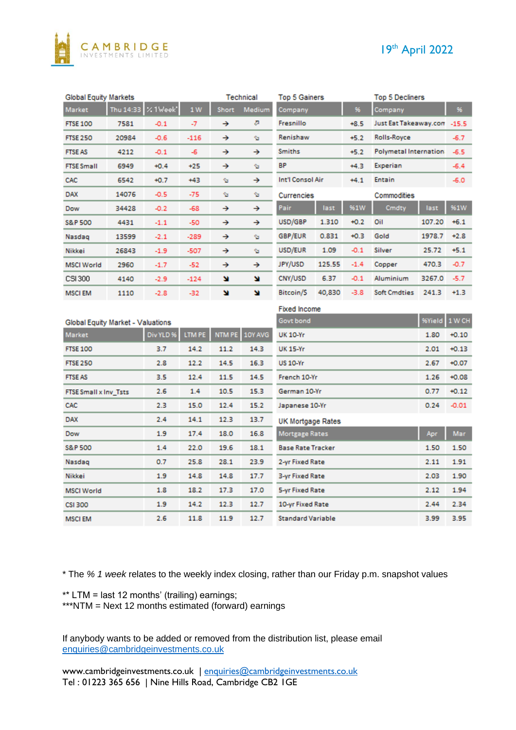CAMBRIDGE
INVESTMENTS LIMITED

19th April 2022

**Global Equity Markets**

| Market | Thu 14:33 | % 1Week* | 1 W | Technical Short | Technical Medium |
|---|---|---|---|---|---|
| FTSE 100 | 7581 | -0.1 | -7 | → | ↗ |
| FTSE 250 | 20984 | -0.6 | -116 | → | ↘ |
| FTSE AS | 4212 | -0.1 | -6 | → | → |
| FTSE Small | 6949 | +0.4 | +25 | → | ↘ |
| CAC | 6542 | +0.7 | +43 | ↘ | → |
| DAX | 14076 | -0.5 | -75 | ↘ | ↘ |
| Dow | 34428 | -0.2 | -68 | → | → |
| S&P 500 | 4431 | -1.1 | -50 | → | → |
| Nasdaq | 13599 | -2.1 | -289 | → | ↘ |
| Nikkei | 26843 | -1.9 | -507 | → | ↘ |
| MSCI World | 2960 | -1.7 | -52 | → | → |
| CSI 300 | 4140 | -2.9 | -124 | ↘ | ↘ |
| MSCI EM | 1110 | -2.8 | -32 | ↘ | ↘ |

**Top 5 Gainers / Top 5 Decliners**

| Company | % | Company | % |
|---|---|---|---|
| Fresnillo | +8.5 | Just Eat Takeaway.com | -15.5 |
| Renishaw | +5.2 | Rolls-Royce | -6.7 |
| Smiths | +5.2 | Polymetal Internation | -6.5 |
| BP | +4.3 | Experian | -6.4 |
| Int'l Consol Air | +4.1 | Entain | -6.0 |

**Currencies / Commodities**

| Pair | last | %1W | Cmdty | last | %1W |
|---|---|---|---|---|---|
| USD/GBP | 1.310 | +0.2 | Oil | 107.20 | +6.1 |
| GBP/EUR | 0.831 | +0.3 | Gold | 1978.7 | +2.8 |
| USD/EUR | 1.09 | -0.1 | Silver | 25.72 | +5.1 |
| JPY/USD | 125.55 | -1.4 | Copper | 470.3 | -0.7 |
| CNY/USD | 6.37 | -0.1 | Aluminium | 3267.0 | -5.7 |
| Bitcoin/$ | 40,830 | -3.8 | Soft Cmdties | 241.3 | +1.3 |

**Global Equity Market - Valuations**

| Market | Div YLD % | LTM PE | NTM PE | 10Y AVG |
|---|---|---|---|---|
| FTSE 100 | 3.7 | 14.2 | 11.2 | 14.3 |
| FTSE 250 | 2.8 | 12.2 | 14.5 | 16.3 |
| FTSE AS | 3.5 | 12.4 | 11.5 | 14.5 |
| FTSE Small x Inv_Tsts | 2.6 | 1.4 | 10.5 | 15.3 |
| CAC | 2.3 | 15.0 | 12.4 | 15.2 |
| DAX | 2.4 | 14.1 | 12.3 | 13.7 |
| Dow | 1.9 | 17.4 | 18.0 | 16.8 |
| S&P 500 | 1.4 | 22.0 | 19.6 | 18.1 |
| Nasdaq | 0.7 | 25.8 | 28.1 | 23.9 |
| Nikkei | 1.9 | 14.8 | 14.8 | 17.7 |
| MSCI World | 1.8 | 18.2 | 17.3 | 17.0 |
| CSI 300 | 1.9 | 14.2 | 12.3 | 12.7 |
| MSCI EM | 2.6 | 11.8 | 11.9 | 12.7 |

**Fixed Income**

| Govt bond | %Yield | 1 W CH |
|---|---|---|
| UK 10-Yr | 1.80 | +0.10 |
| UK 15-Yr | 2.01 | +0.13 |
| US 10-Yr | 2.67 | +0.07 |
| French 10-Yr | 1.26 | +0.08 |
| German 10-Yr | 0.77 | +0.12 |
| Japanese 10-Yr | 0.24 | -0.01 |

**UK Mortgage Rates**

| Mortgage Rates | Apr | Mar |
|---|---|---|
| Base Rate Tracker | 1.50 | 1.50 |
| 2-yr Fixed Rate | 2.11 | 1.91 |
| 3-yr Fixed Rate | 2.03 | 1.90 |
| 5-yr Fixed Rate | 2.12 | 1.94 |
| 10-yr Fixed Rate | 2.44 | 2.34 |
| Standard Variable | 3.99 | 3.95 |

* The *% 1 week* relates to the weekly index closing, rather than our Friday p.m. snapshot values

** LTM = last 12 months' (trailing) earnings;
***NTM = Next 12 months estimated (forward) earnings

If anybody wants to be added or removed from the distribution list, please email enquiries@cambridgeinvestments.co.uk

www.cambridgeinvestments.co.uk | enquiries@cambridgeinvestments.co.uk
Tel : 01223 365 656 | Nine Hills Road, Cambridge CB2 1GE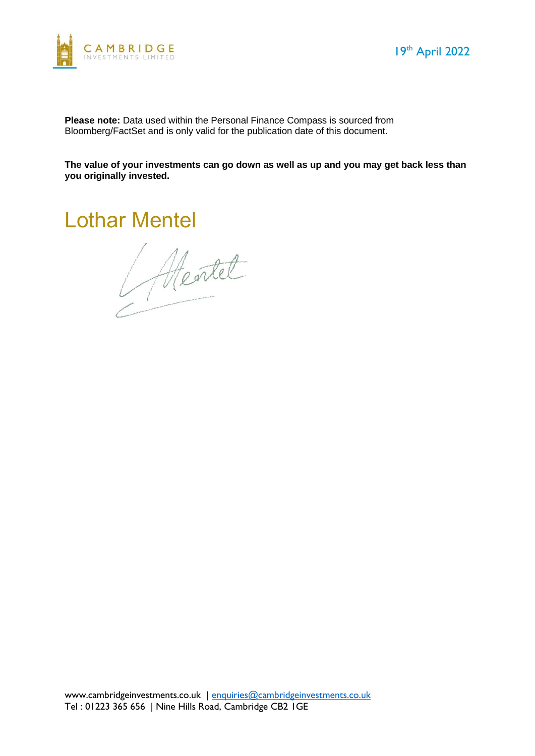**Please note:** Data used within the Personal Finance Compass is sourced from Bloomberg/FactSet and is only valid for the publication date of this document.

**The value of your investments can go down as well as up and you may get back less than you originally invested.**

Lothar Mentel